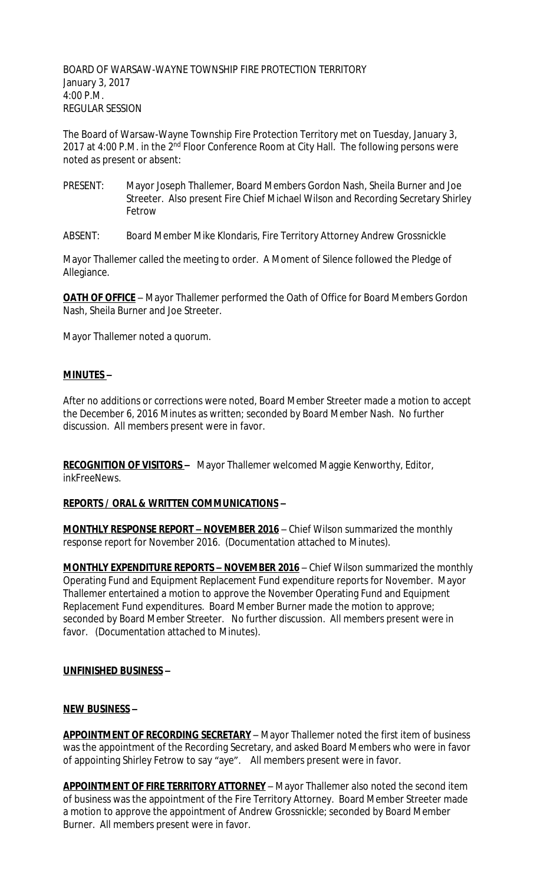BOARD OF WARSAW-WAYNE TOWNSHIP FIRE PROTECTION TERRITORY
January 3, 2017
4:00 P.M.
REGULAR SESSION

The Board of Warsaw-Wayne Township Fire Protection Territory met on Tuesday, January 3, 2017 at 4:00 P.M. in the 2nd Floor Conference Room at City Hall. The following persons were noted as present or absent:

PRESENT: Mayor Joseph Thallemer, Board Members Gordon Nash, Sheila Burner and Joe Streeter. Also present Fire Chief Michael Wilson and Recording Secretary Shirley Fetrow

ABSENT: Board Member Mike Klondaris, Fire Territory Attorney Andrew Grossnickle

Mayor Thallemer called the meeting to order. A Moment of Silence followed the Pledge of Allegiance.

**OATH OF OFFICE** – Mayor Thallemer performed the Oath of Office for Board Members Gordon Nash, Sheila Burner and Joe Streeter.

Mayor Thallemer noted a quorum.

**MINUTES –**

After no additions or corrections were noted, Board Member Streeter made a motion to accept the December 6, 2016 Minutes as written; seconded by Board Member Nash. No further discussion. All members present were in favor.

**RECOGNITION OF VISITORS –** Mayor Thallemer welcomed Maggie Kenworthy, Editor, inkFreeNews.

**REPORTS / ORAL & WRITTEN COMMUNICATIONS –**

**MONTHLY RESPONSE REPORT – NOVEMBER 2016** – Chief Wilson summarized the monthly response report for November 2016. (Documentation attached to Minutes).

**MONTHLY EXPENDITURE REPORTS – NOVEMBER 2016** – Chief Wilson summarized the monthly Operating Fund and Equipment Replacement Fund expenditure reports for November. Mayor Thallemer entertained a motion to approve the November Operating Fund and Equipment Replacement Fund expenditures. Board Member Burner made the motion to approve; seconded by Board Member Streeter. No further discussion. All members present were in favor. (Documentation attached to Minutes).

**UNFINISHED BUSINESS –**

**NEW BUSINESS –**

**APPOINTMENT OF RECORDING SECRETARY** – Mayor Thallemer noted the first item of business was the appointment of the Recording Secretary, and asked Board Members who were in favor of appointing Shirley Fetrow to say "aye". All members present were in favor.

**APPOINTMENT OF FIRE TERRITORY ATTORNEY** – Mayor Thallemer also noted the second item of business was the appointment of the Fire Territory Attorney. Board Member Streeter made a motion to approve the appointment of Andrew Grossnickle; seconded by Board Member Burner. All members present were in favor.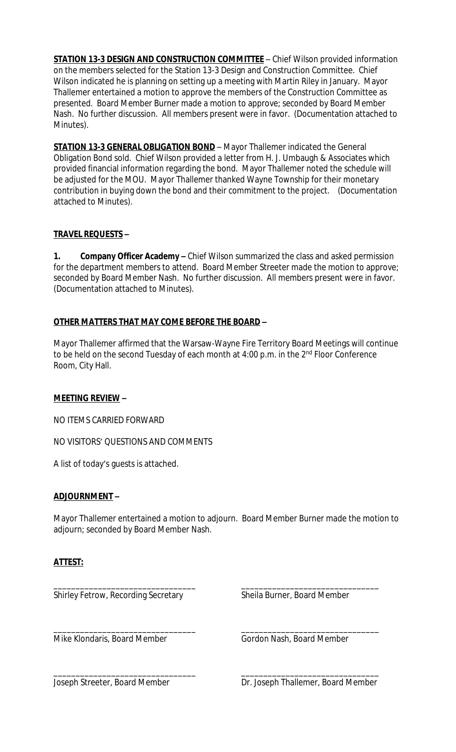**STATION 13-3 DESIGN AND CONSTRUCTION COMMITTEE** – Chief Wilson provided information on the members selected for the Station 13-3 Design and Construction Committee. Chief Wilson indicated he is planning on setting up a meeting with Martin Riley in January. Mayor Thallemer entertained a motion to approve the members of the Construction Committee as presented. Board Member Burner made a motion to approve; seconded by Board Member Nash. No further discussion. All members present were in favor. (Documentation attached to Minutes).

**STATION 13-3 GENERAL OBLIGATION BOND** – Mayor Thallemer indicated the General Obligation Bond sold. Chief Wilson provided a letter from H. J. Umbaugh & Associates which provided financial information regarding the bond. Mayor Thallemer noted the schedule will be adjusted for the MOU. Mayor Thallemer thanked Wayne Township for their monetary contribution in buying down the bond and their commitment to the project. (Documentation attached to Minutes).

**TRAVEL REQUESTS –**

**1. Company Officer Academy –** Chief Wilson summarized the class and asked permission for the department members to attend. Board Member Streeter made the motion to approve; seconded by Board Member Nash. No further discussion. All members present were in favor. (Documentation attached to Minutes).

**OTHER MATTERS THAT MAY COME BEFORE THE BOARD –**

Mayor Thallemer affirmed that the Warsaw-Wayne Fire Territory Board Meetings will continue to be held on the second Tuesday of each month at 4:00 p.m. in the 2nd Floor Conference Room, City Hall.

**MEETING REVIEW –**

NO ITEMS CARRIED FORWARD

NO VISITORS' QUESTIONS AND COMMENTS

A list of today's guests is attached.

**ADJOURNMENT –**

Mayor Thallemer entertained a motion to adjourn. Board Member Burner made the motion to adjourn; seconded by Board Member Nash.

**ATTEST:**

| | |
|---|---|
| ______________________________ | ______________________________ |
| Shirley Fetrow, Recording Secretary | Sheila Burner, Board Member |
| ______________________________ | ______________________________ |
| Mike Klondaris, Board Member | Gordon Nash, Board Member |
| ______________________________ | ______________________________ |
| Joseph Streeter, Board Member | Dr. Joseph Thallemer, Board Member |